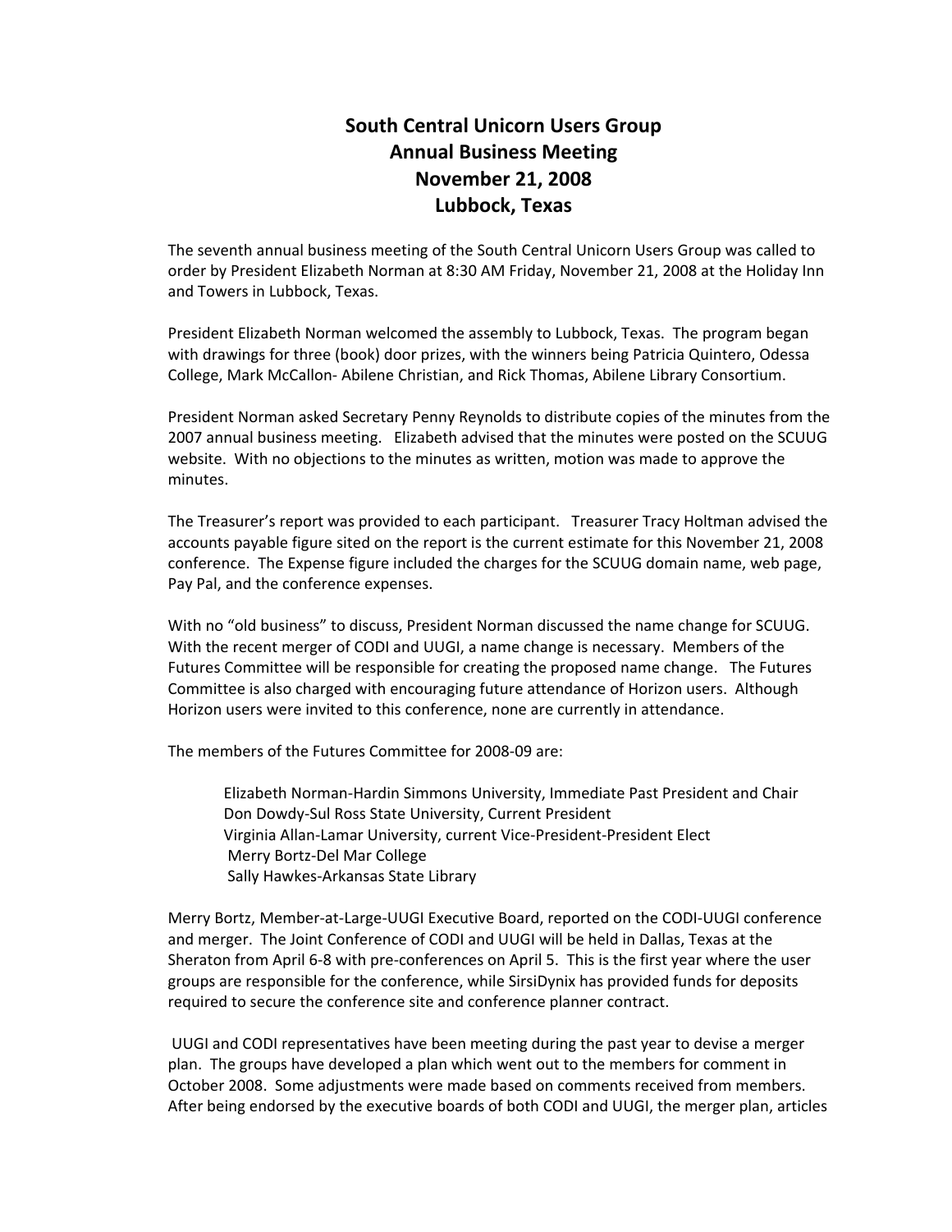# South Central Unicorn Users Group
## Annual Business Meeting
## November 21, 2008
## Lubbock, Texas

The seventh annual business meeting of the South Central Unicorn Users Group was called to order by President Elizabeth Norman at 8:30 AM Friday, November 21, 2008 at the Holiday Inn and Towers in Lubbock, Texas.

President Elizabeth Norman welcomed the assembly to Lubbock, Texas. The program began with drawings for three (book) door prizes, with the winners being Patricia Quintero, Odessa College, Mark McCallon- Abilene Christian, and Rick Thomas, Abilene Library Consortium.

President Norman asked Secretary Penny Reynolds to distribute copies of the minutes from the 2007 annual business meeting. Elizabeth advised that the minutes were posted on the SCUUG website. With no objections to the minutes as written, motion was made to approve the minutes.

The Treasurer's report was provided to each participant. Treasurer Tracy Holtman advised the accounts payable figure sited on the report is the current estimate for this November 21, 2008 conference. The Expense figure included the charges for the SCUUG domain name, web page, Pay Pal, and the conference expenses.

With no "old business" to discuss, President Norman discussed the name change for SCUUG. With the recent merger of CODI and UUGI, a name change is necessary. Members of the Futures Committee will be responsible for creating the proposed name change. The Futures Committee is also charged with encouraging future attendance of Horizon users. Although Horizon users were invited to this conference, none are currently in attendance.

The members of the Futures Committee for 2008-09 are:

Elizabeth Norman-Hardin Simmons University, Immediate Past President and Chair
Don Dowdy-Sul Ross State University, Current President
Virginia Allan-Lamar University, current Vice-President-President Elect
Merry Bortz-Del Mar College
Sally Hawkes-Arkansas State Library

Merry Bortz, Member-at-Large-UUGI Executive Board, reported on the CODI-UUGI conference and merger. The Joint Conference of CODI and UUGI will be held in Dallas, Texas at the Sheraton from April 6-8 with pre-conferences on April 5. This is the first year where the user groups are responsible for the conference, while SirsiDynix has provided funds for deposits required to secure the conference site and conference planner contract.

UUGI and CODI representatives have been meeting during the past year to devise a merger plan. The groups have developed a plan which went out to the members for comment in October 2008. Some adjustments were made based on comments received from members. After being endorsed by the executive boards of both CODI and UUGI, the merger plan, articles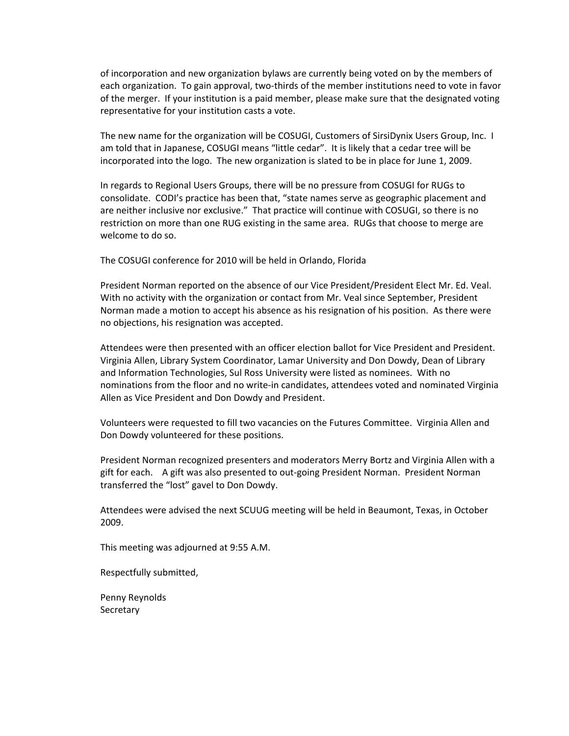of incorporation and new organization bylaws are currently being voted on by the members of each organization. To gain approval, two-thirds of the member institutions need to vote in favor of the merger. If your institution is a paid member, please make sure that the designated voting representative for your institution casts a vote.

The new name for the organization will be COSUGI, Customers of SirsiDynix Users Group, Inc. I am told that in Japanese, COSUGI means "little cedar". It is likely that a cedar tree will be incorporated into the logo. The new organization is slated to be in place for June 1, 2009.

In regards to Regional Users Groups, there will be no pressure from COSUGI for RUGs to consolidate. CODI's practice has been that, "state names serve as geographic placement and are neither inclusive nor exclusive." That practice will continue with COSUGI, so there is no restriction on more than one RUG existing in the same area. RUGs that choose to merge are welcome to do so.

The COSUGI conference for 2010 will be held in Orlando, Florida

President Norman reported on the absence of our Vice President/President Elect Mr. Ed. Veal. With no activity with the organization or contact from Mr. Veal since September, President Norman made a motion to accept his absence as his resignation of his position. As there were no objections, his resignation was accepted.

Attendees were then presented with an officer election ballot for Vice President and President. Virginia Allen, Library System Coordinator, Lamar University and Don Dowdy, Dean of Library and Information Technologies, Sul Ross University were listed as nominees. With no nominations from the floor and no write-in candidates, attendees voted and nominated Virginia Allen as Vice President and Don Dowdy and President.

Volunteers were requested to fill two vacancies on the Futures Committee. Virginia Allen and Don Dowdy volunteered for these positions.

President Norman recognized presenters and moderators Merry Bortz and Virginia Allen with a gift for each. A gift was also presented to out-going President Norman. President Norman transferred the "lost" gavel to Don Dowdy.

Attendees were advised the next SCUUG meeting will be held in Beaumont, Texas, in October 2009.

This meeting was adjourned at 9:55 A.M.

Respectfully submitted,

Penny Reynolds
Secretary